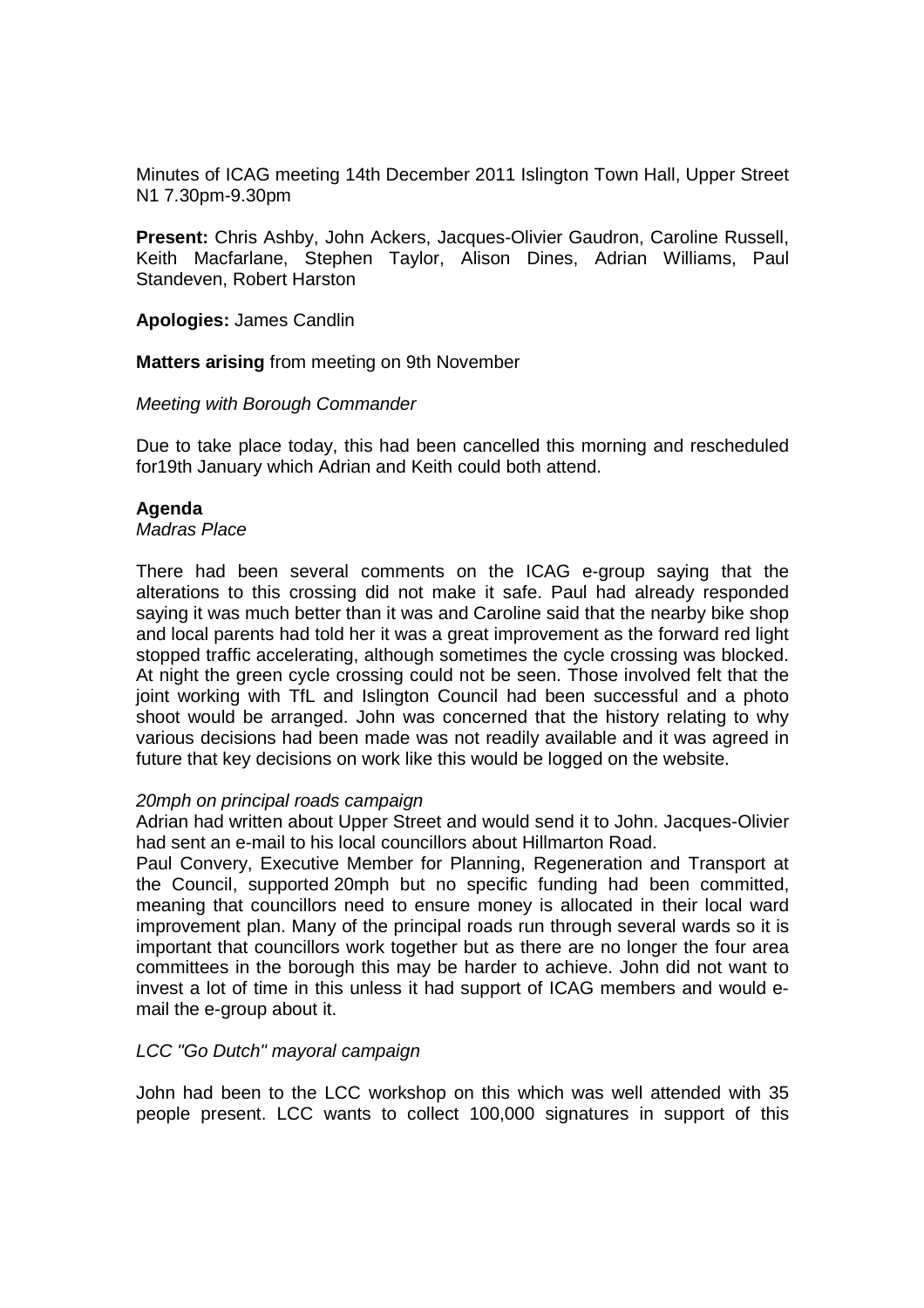Minutes of ICAG meeting 14th December 2011 Islington Town Hall, Upper Street N1 7.30pm-9.30pm

**Present:** Chris Ashby, John Ackers, Jacques-Olivier Gaudron, Caroline Russell, Keith Macfarlane, Stephen Taylor, Alison Dines, Adrian Williams, Paul Standeven, Robert Harston

**Apologies:** James Candlin

**Matters arising** from meeting on 9th November

*Meeting with Borough Commander*

Due to take place today, this had been cancelled this morning and rescheduled for19th January which Adrian and Keith could both attend.

**Agenda**

*Madras Place*

There had been several comments on the ICAG e-group saying that the alterations to this crossing did not make it safe. Paul had already responded saying it was much better than it was and Caroline said that the nearby bike shop and local parents had told her it was a great improvement as the forward red light stopped traffic accelerating, although sometimes the cycle crossing was blocked. At night the green cycle crossing could not be seen. Those involved felt that the joint working with TfL and Islington Council had been successful and a photo shoot would be arranged. John was concerned that the history relating to why various decisions had been made was not readily available and it was agreed in future that key decisions on work like this would be logged on the website.

*20mph on principal roads campaign*

Adrian had written about Upper Street and would send it to John. Jacques-Olivier had sent an e-mail to his local councillors about Hillmarton Road.

Paul Convery, Executive Member for Planning, Regeneration and Transport at the Council, supported 20mph but no specific funding had been committed, meaning that councillors need to ensure money is allocated in their local ward improvement plan. Many of the principal roads run through several wards so it is important that councillors work together but as there are no longer the four area committees in the borough this may be harder to achieve. John did not want to invest a lot of time in this unless it had support of ICAG members and would e-mail the e-group about it.

*LCC "Go Dutch" mayoral campaign*

John had been to the LCC workshop on this which was well attended with 35 people present. LCC wants to collect 100,000 signatures in support of this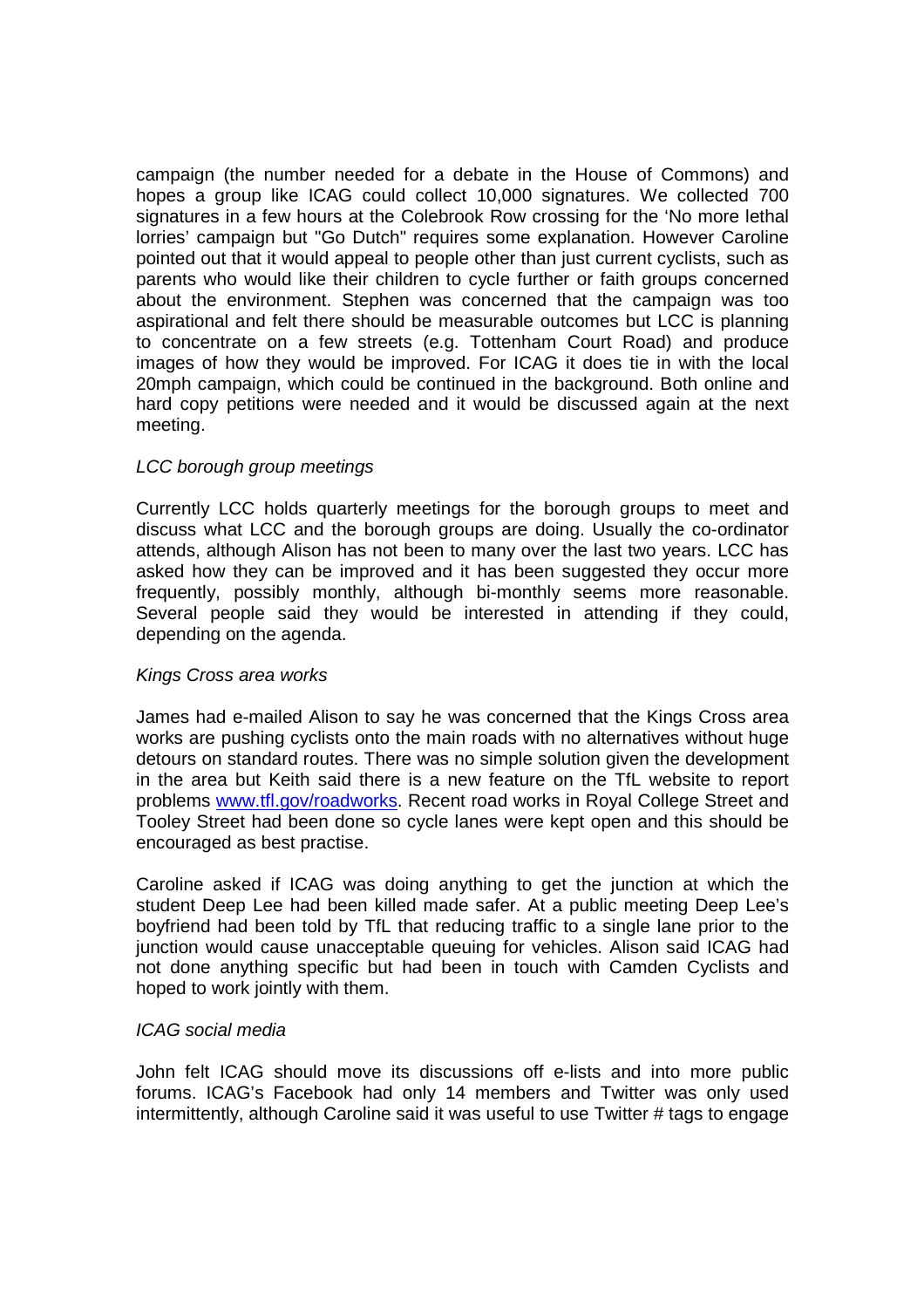campaign (the number needed for a debate in the House of Commons) and hopes a group like ICAG could collect 10,000 signatures. We collected 700 signatures in a few hours at the Colebrook Row crossing for the 'No more lethal lorries' campaign but "Go Dutch" requires some explanation. However Caroline pointed out that it would appeal to people other than just current cyclists, such as parents who would like their children to cycle further or faith groups concerned about the environment. Stephen was concerned that the campaign was too aspirational and felt there should be measurable outcomes but LCC is planning to concentrate on a few streets (e.g. Tottenham Court Road) and produce images of how they would be improved. For ICAG it does tie in with the local 20mph campaign, which could be continued in the background. Both online and hard copy petitions were needed and it would be discussed again at the next meeting.

*LCC borough group meetings*

Currently LCC holds quarterly meetings for the borough groups to meet and discuss what LCC and the borough groups are doing. Usually the co-ordinator attends, although Alison has not been to many over the last two years. LCC has asked how they can be improved and it has been suggested they occur more frequently, possibly monthly, although bi-monthly seems more reasonable. Several people said they would be interested in attending if they could, depending on the agenda.

*Kings Cross area works*

James had e-mailed Alison to say he was concerned that the Kings Cross area works are pushing cyclists onto the main roads with no alternatives without huge detours on standard routes. There was no simple solution given the development in the area but Keith said there is a new feature on the TfL website to report problems [www.tfl.gov/roadworks](www.tfl.gov/roadworks). Recent road works in Royal College Street and Tooley Street had been done so cycle lanes were kept open and this should be encouraged as best practise.

Caroline asked if ICAG was doing anything to get the junction at which the student Deep Lee had been killed made safer. At a public meeting Deep Lee's boyfriend had been told by TfL that reducing traffic to a single lane prior to the junction would cause unacceptable queuing for vehicles. Alison said ICAG had not done anything specific but had been in touch with Camden Cyclists and hoped to work jointly with them.

*ICAG social media*

John felt ICAG should move its discussions off e-lists and into more public forums. ICAG's Facebook had only 14 members and Twitter was only used intermittently, although Caroline said it was useful to use Twitter # tags to engage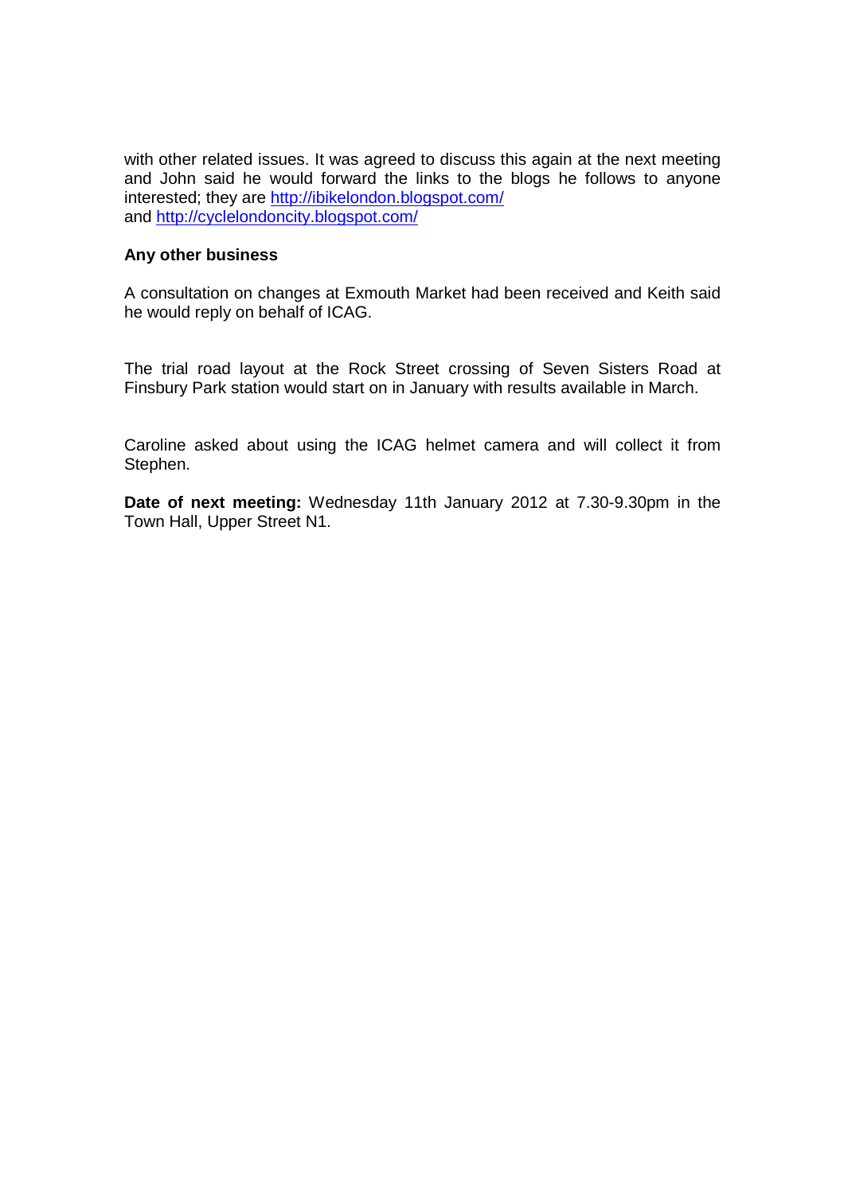with other related issues. It was agreed to discuss this again at the next meeting and John said he would forward the links to the blogs he follows to anyone interested; they are http://ibikelondon.blogspot.com/
and http://cyclelondoncity.blogspot.com/

**Any other business**

A consultation on changes at Exmouth Market had been received and Keith said he would reply on behalf of ICAG.

The trial road layout at the Rock Street crossing of Seven Sisters Road at Finsbury Park station would start on in January with results available in March.

Caroline asked about using the ICAG helmet camera and will collect it from Stephen.

**Date of next meeting:** Wednesday 11th January 2012 at 7.30-9.30pm in the Town Hall, Upper Street N1.